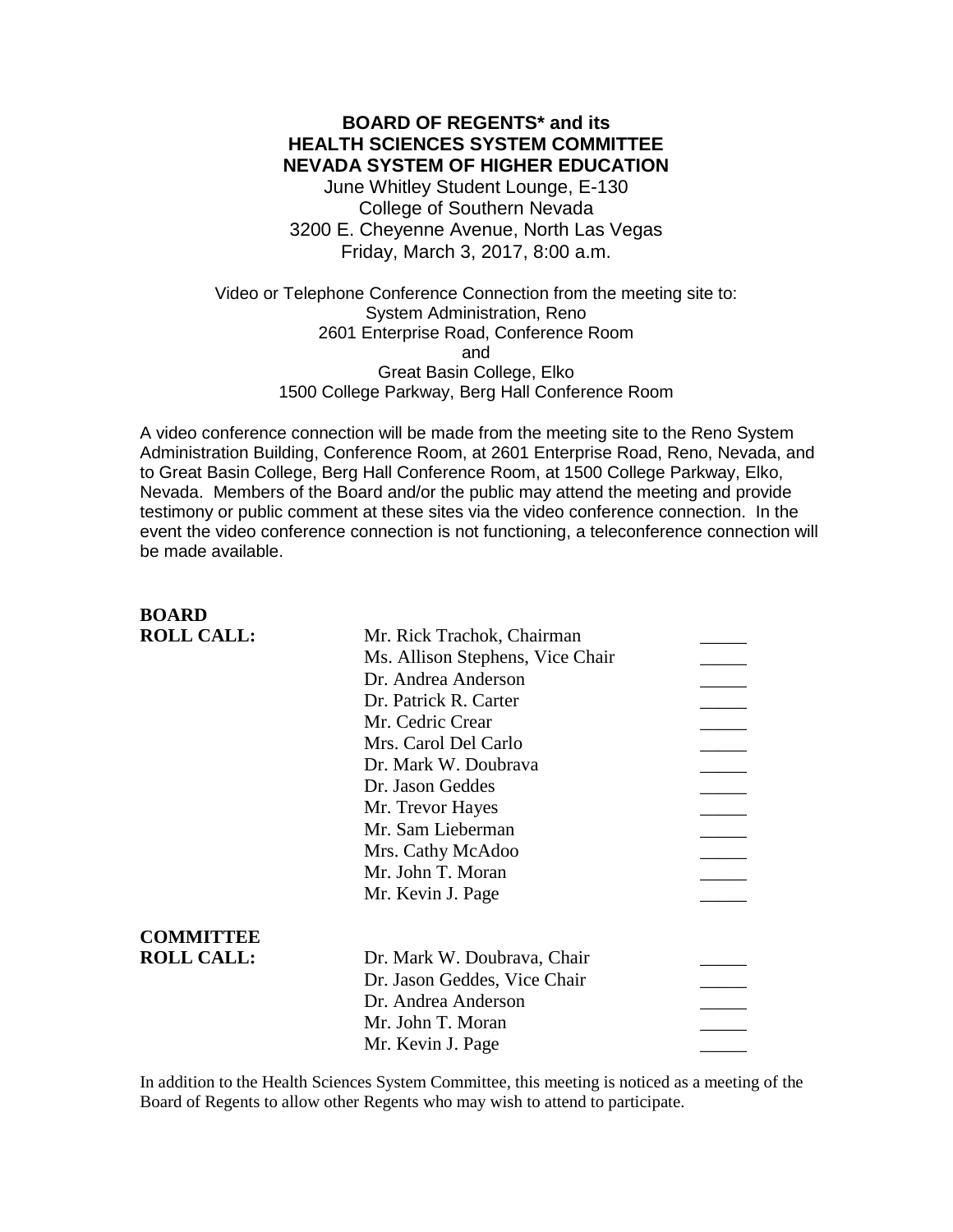# BOARD OF REGENTS* and its HEALTH SCIENCES SYSTEM COMMITTEE NEVADA SYSTEM OF HIGHER EDUCATION

June Whitley Student Lounge, E-130
College of Southern Nevada
3200 E. Cheyenne Avenue, North Las Vegas
Friday, March 3, 2017, 8:00 a.m.

Video or Telephone Conference Connection from the meeting site to:
System Administration, Reno
2601 Enterprise Road, Conference Room
and
Great Basin College, Elko
1500 College Parkway, Berg Hall Conference Room

A video conference connection will be made from the meeting site to the Reno System Administration Building, Conference Room, at 2601 Enterprise Road, Reno, Nevada, and to Great Basin College, Berg Hall Conference Room, at 1500 College Parkway, Elko, Nevada. Members of the Board and/or the public may attend the meeting and provide testimony or public comment at these sites via the video conference connection. In the event the video conference connection is not functioning, a teleconference connection will be made available.

| **BOARD ROLL CALL:** | | |
|---|---|---|
| | Mr. Rick Trachok, Chairman | _____ |
| | Ms. Allison Stephens, Vice Chair | _____ |
| | Dr. Andrea Anderson | _____ |
| | Dr. Patrick R. Carter | _____ |
| | Mr. Cedric Crear | _____ |
| | Mrs. Carol Del Carlo | _____ |
| | Dr. Mark W. Doubrava | _____ |
| | Dr. Jason Geddes | _____ |
| | Mr. Trevor Hayes | _____ |
| | Mr. Sam Lieberman | _____ |
| | Mrs. Cathy McAdoo | _____ |
| | Mr. John T. Moran | _____ |
| | Mr. Kevin J. Page | _____ |

| **COMMITTEE ROLL CALL:** | | |
|---|---|---|
| | Dr. Mark W. Doubrava, Chair | _____ |
| | Dr. Jason Geddes, Vice Chair | _____ |
| | Dr. Andrea Anderson | _____ |
| | Mr. John T. Moran | _____ |
| | Mr. Kevin J. Page | _____ |

In addition to the Health Sciences System Committee, this meeting is noticed as a meeting of the Board of Regents to allow other Regents who may wish to attend to participate.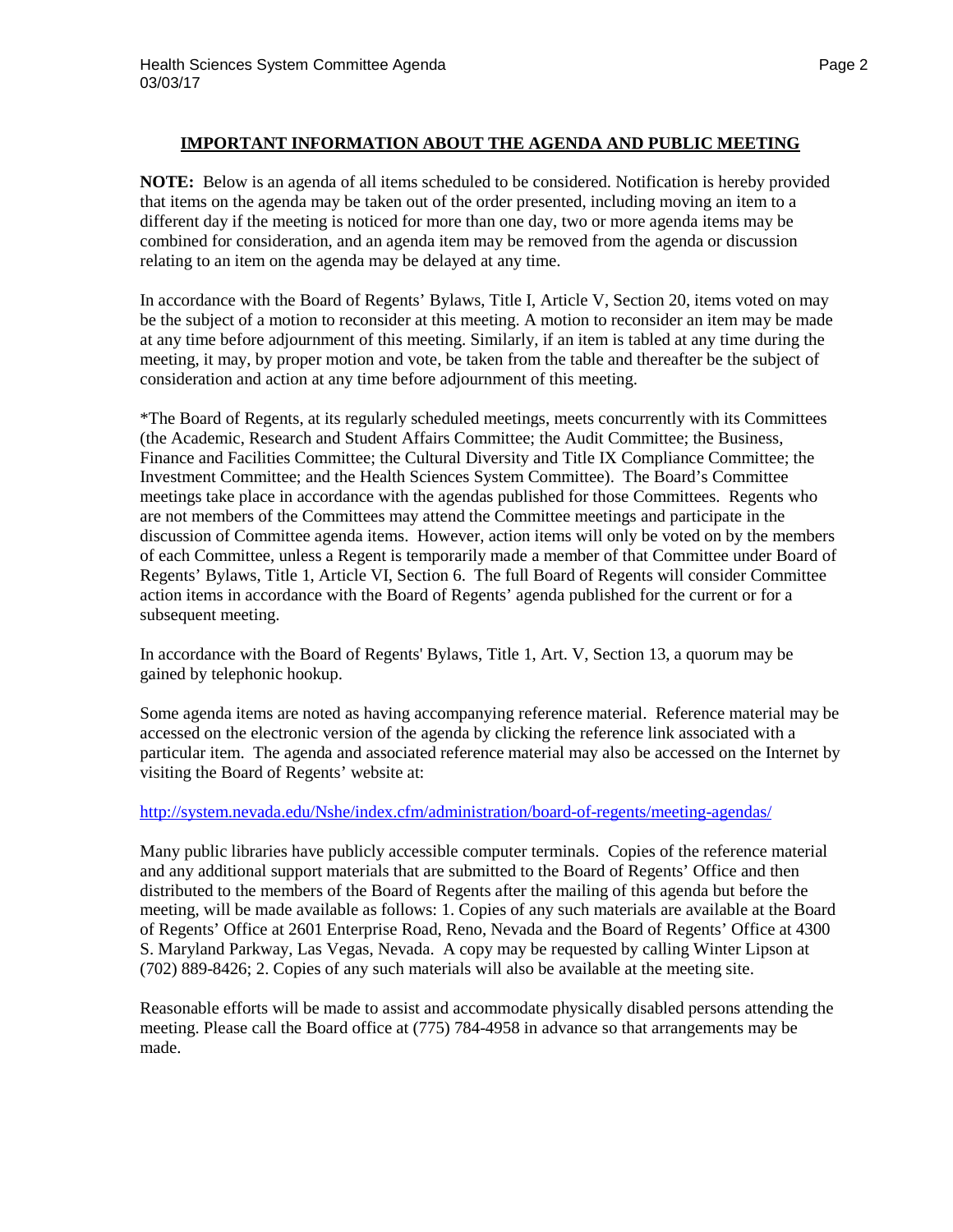## IMPORTANT INFORMATION ABOUT THE AGENDA AND PUBLIC MEETING

**NOTE:** Below is an agenda of all items scheduled to be considered. Notification is hereby provided that items on the agenda may be taken out of the order presented, including moving an item to a different day if the meeting is noticed for more than one day, two or more agenda items may be combined for consideration, and an agenda item may be removed from the agenda or discussion relating to an item on the agenda may be delayed at any time.

In accordance with the Board of Regents' Bylaws, Title I, Article V, Section 20, items voted on may be the subject of a motion to reconsider at this meeting. A motion to reconsider an item may be made at any time before adjournment of this meeting. Similarly, if an item is tabled at any time during the meeting, it may, by proper motion and vote, be taken from the table and thereafter be the subject of consideration and action at any time before adjournment of this meeting.

*The Board of Regents, at its regularly scheduled meetings, meets concurrently with its Committees (the Academic, Research and Student Affairs Committee; the Audit Committee; the Business, Finance and Facilities Committee; the Cultural Diversity and Title IX Compliance Committee; the Investment Committee; and the Health Sciences System Committee). The Board's Committee meetings take place in accordance with the agendas published for those Committees. Regents who are not members of the Committees may attend the Committee meetings and participate in the discussion of Committee agenda items. However, action items will only be voted on by the members of each Committee, unless a Regent is temporarily made a member of that Committee under Board of Regents' Bylaws, Title 1, Article VI, Section 6. The full Board of Regents will consider Committee action items in accordance with the Board of Regents' agenda published for the current or for a subsequent meeting.

In accordance with the Board of Regents' Bylaws, Title 1, Art. V, Section 13, a quorum may be gained by telephonic hookup.

Some agenda items are noted as having accompanying reference material. Reference material may be accessed on the electronic version of the agenda by clicking the reference link associated with a particular item. The agenda and associated reference material may also be accessed on the Internet by visiting the Board of Regents' website at:

http://system.nevada.edu/Nshe/index.cfm/administration/board-of-regents/meeting-agendas/

Many public libraries have publicly accessible computer terminals. Copies of the reference material and any additional support materials that are submitted to the Board of Regents' Office and then distributed to the members of the Board of Regents after the mailing of this agenda but before the meeting, will be made available as follows: 1. Copies of any such materials are available at the Board of Regents' Office at 2601 Enterprise Road, Reno, Nevada and the Board of Regents' Office at 4300 S. Maryland Parkway, Las Vegas, Nevada. A copy may be requested by calling Winter Lipson at (702) 889-8426; 2. Copies of any such materials will also be available at the meeting site.

Reasonable efforts will be made to assist and accommodate physically disabled persons attending the meeting. Please call the Board office at (775) 784-4958 in advance so that arrangements may be made.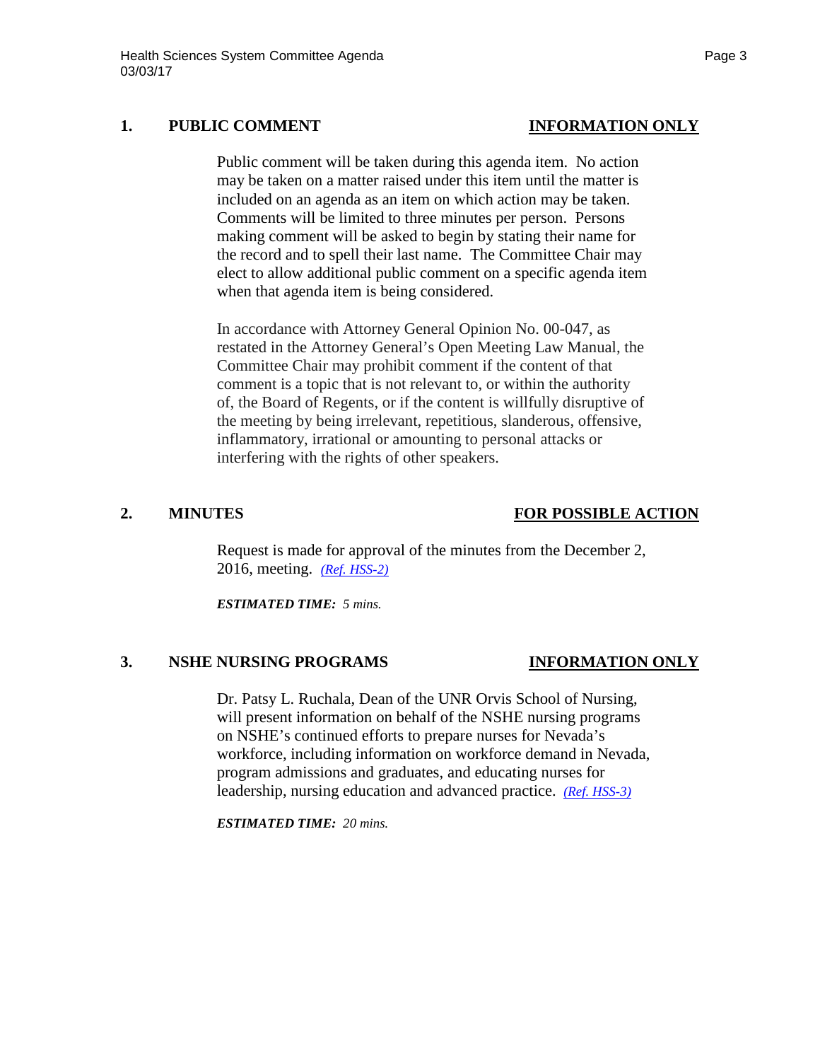## 1. PUBLIC COMMENT — INFORMATION ONLY

Public comment will be taken during this agenda item. No action may be taken on a matter raised under this item until the matter is included on an agenda as an item on which action may be taken. Comments will be limited to three minutes per person. Persons making comment will be asked to begin by stating their name for the record and to spell their last name. The Committee Chair may elect to allow additional public comment on a specific agenda item when that agenda item is being considered.

In accordance with Attorney General Opinion No. 00-047, as restated in the Attorney General's Open Meeting Law Manual, the Committee Chair may prohibit comment if the content of that comment is a topic that is not relevant to, or within the authority of, the Board of Regents, or if the content is willfully disruptive of the meeting by being irrelevant, repetitious, slanderous, offensive, inflammatory, irrational or amounting to personal attacks or interfering with the rights of other speakers.

## 2. MINUTES — FOR POSSIBLE ACTION

Request is made for approval of the minutes from the December 2, 2016, meeting. *(Ref. HSS-2)*

***ESTIMATED TIME:*** *5 mins.*

## 3. NSHE NURSING PROGRAMS — INFORMATION ONLY

Dr. Patsy L. Ruchala, Dean of the UNR Orvis School of Nursing, will present information on behalf of the NSHE nursing programs on NSHE's continued efforts to prepare nurses for Nevada's workforce, including information on workforce demand in Nevada, program admissions and graduates, and educating nurses for leadership, nursing education and advanced practice. *(Ref. HSS-3)*

***ESTIMATED TIME:*** *20 mins.*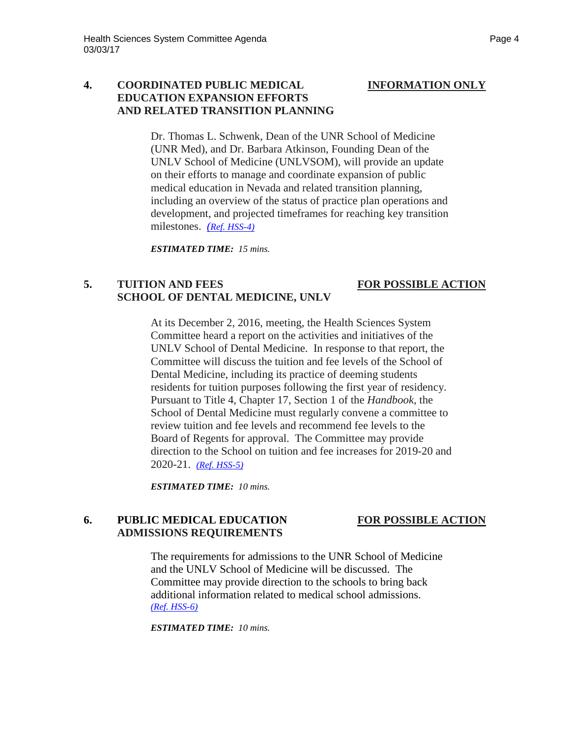**4. COORDINATED PUBLIC MEDICAL EDUCATION EXPANSION EFFORTS AND RELATED TRANSITION PLANNING** — **INFORMATION ONLY**

Dr. Thomas L. Schwenk, Dean of the UNR School of Medicine (UNR Med), and Dr. Barbara Atkinson, Founding Dean of the UNLV School of Medicine (UNLVSOM), will provide an update on their efforts to manage and coordinate expansion of public medical education in Nevada and related transition planning, including an overview of the status of practice plan operations and development, and projected timeframes for reaching key transition milestones. *(Ref. HSS-4)*

***ESTIMATED TIME:** 15 mins.*

**5. TUITION AND FEES SCHOOL OF DENTAL MEDICINE, UNLV** — **FOR POSSIBLE ACTION**

At its December 2, 2016, meeting, the Health Sciences System Committee heard a report on the activities and initiatives of the UNLV School of Dental Medicine. In response to that report, the Committee will discuss the tuition and fee levels of the School of Dental Medicine, including its practice of deeming students residents for tuition purposes following the first year of residency. Pursuant to Title 4, Chapter 17, Section 1 of the *Handbook*, the School of Dental Medicine must regularly convene a committee to review tuition and fee levels and recommend fee levels to the Board of Regents for approval. The Committee may provide direction to the School on tuition and fee increases for 2019-20 and 2020-21. *(Ref. HSS-5)*

***ESTIMATED TIME:** 10 mins.*

**6. PUBLIC MEDICAL EDUCATION ADMISSIONS REQUIREMENTS** — **FOR POSSIBLE ACTION**

The requirements for admissions to the UNR School of Medicine and the UNLV School of Medicine will be discussed. The Committee may provide direction to the schools to bring back additional information related to medical school admissions. *(Ref. HSS-6)*

***ESTIMATED TIME:** 10 mins.*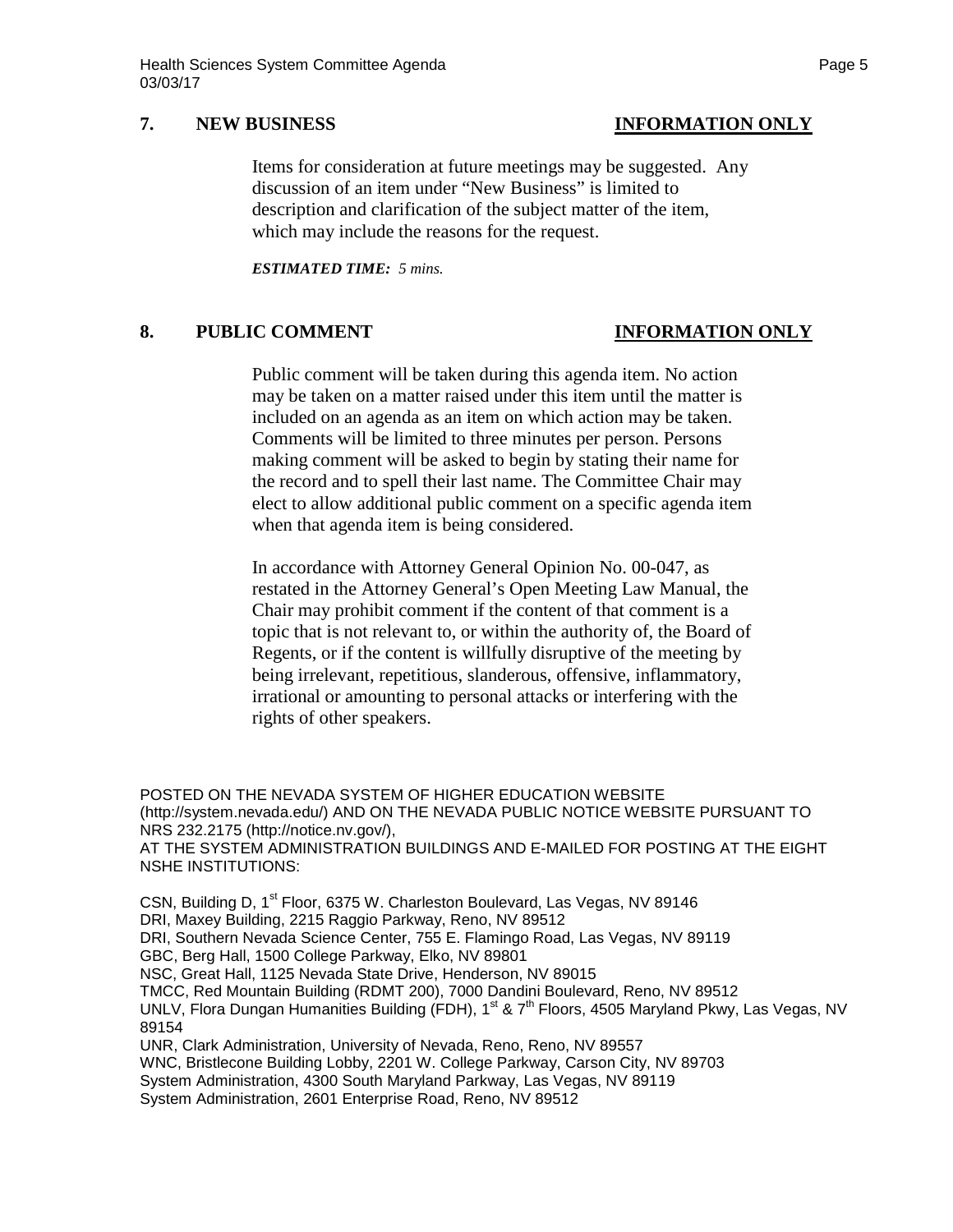## 7. NEW BUSINESS — INFORMATION ONLY

Items for consideration at future meetings may be suggested. Any discussion of an item under "New Business" is limited to description and clarification of the subject matter of the item, which may include the reasons for the request.

***ESTIMATED TIME:*** *5 mins.*

## 8. PUBLIC COMMENT — INFORMATION ONLY

Public comment will be taken during this agenda item. No action may be taken on a matter raised under this item until the matter is included on an agenda as an item on which action may be taken. Comments will be limited to three minutes per person. Persons making comment will be asked to begin by stating their name for the record and to spell their last name. The Committee Chair may elect to allow additional public comment on a specific agenda item when that agenda item is being considered.

In accordance with Attorney General Opinion No. 00-047, as restated in the Attorney General's Open Meeting Law Manual, the Chair may prohibit comment if the content of that comment is a topic that is not relevant to, or within the authority of, the Board of Regents, or if the content is willfully disruptive of the meeting by being irrelevant, repetitious, slanderous, offensive, inflammatory, irrational or amounting to personal attacks or interfering with the rights of other speakers.

POSTED ON THE NEVADA SYSTEM OF HIGHER EDUCATION WEBSITE (http://system.nevada.edu/) AND ON THE NEVADA PUBLIC NOTICE WEBSITE PURSUANT TO NRS 232.2175 (http://notice.nv.gov/),
AT THE SYSTEM ADMINISTRATION BUILDINGS AND E-MAILED FOR POSTING AT THE EIGHT NSHE INSTITUTIONS:

CSN, Building D, 1st Floor, 6375 W. Charleston Boulevard, Las Vegas, NV 89146
DRI, Maxey Building, 2215 Raggio Parkway, Reno, NV 89512
DRI, Southern Nevada Science Center, 755 E. Flamingo Road, Las Vegas, NV 89119
GBC, Berg Hall, 1500 College Parkway, Elko, NV 89801
NSC, Great Hall, 1125 Nevada State Drive, Henderson, NV 89015
TMCC, Red Mountain Building (RDMT 200), 7000 Dandini Boulevard, Reno, NV 89512
UNLV, Flora Dungan Humanities Building (FDH), 1st & 7th Floors, 4505 Maryland Pkwy, Las Vegas, NV 89154
UNR, Clark Administration, University of Nevada, Reno, Reno, NV 89557
WNC, Bristlecone Building Lobby, 2201 W. College Parkway, Carson City, NV 89703
System Administration, 4300 South Maryland Parkway, Las Vegas, NV 89119
System Administration, 2601 Enterprise Road, Reno, NV 89512